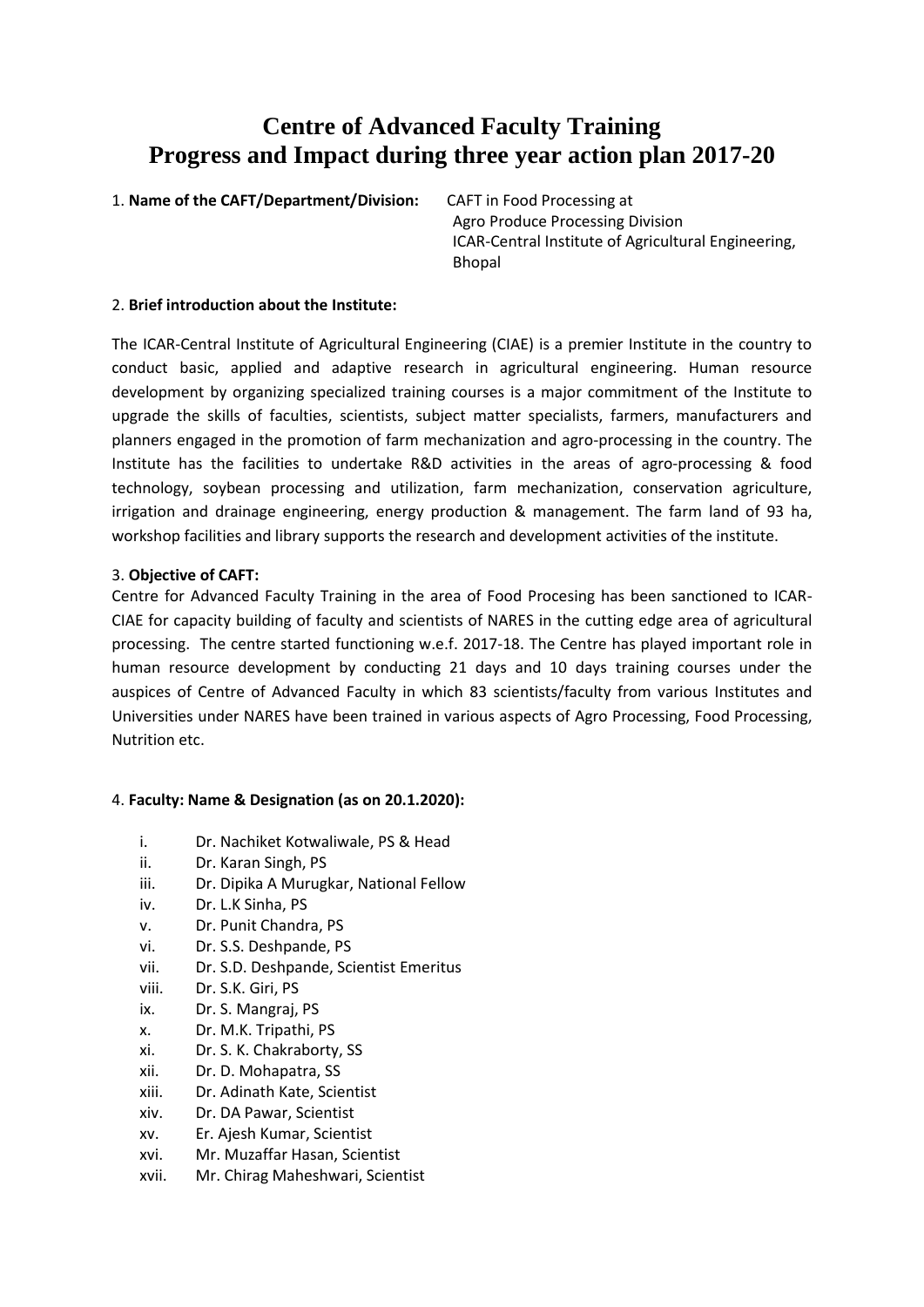# Centre of Advanced Faculty Training
# Progress and Impact during three year action plan 2017-20

1. **Name of the CAFT/Department/Division:** CAFT in Food Processing at Agro Produce Processing Division ICAR-Central Institute of Agricultural Engineering, Bhopal

2. **Brief introduction about the Institute:**

The ICAR-Central Institute of Agricultural Engineering (CIAE) is a premier Institute in the country to conduct basic, applied and adaptive research in agricultural engineering. Human resource development by organizing specialized training courses is a major commitment of the Institute to upgrade the skills of faculties, scientists, subject matter specialists, farmers, manufacturers and planners engaged in the promotion of farm mechanization and agro-processing in the country. The Institute has the facilities to undertake R&D activities in the areas of agro-processing & food technology, soybean processing and utilization, farm mechanization, conservation agriculture, irrigation and drainage engineering, energy production & management. The farm land of 93 ha, workshop facilities and library supports the research and development activities of the institute.

3. **Objective of CAFT:**

Centre for Advanced Faculty Training in the area of Food Procesing has been sanctioned to ICAR-CIAE for capacity building of faculty and scientists of NARES in the cutting edge area of agricultural processing. The centre started functioning w.e.f. 2017-18. The Centre has played important role in human resource development by conducting 21 days and 10 days training courses under the auspices of Centre of Advanced Faculty in which 83 scientists/faculty from various Institutes and Universities under NARES have been trained in various aspects of Agro Processing, Food Processing, Nutrition etc.

4. **Faculty: Name & Designation (as on 20.1.2020):**

- i. Dr. Nachiket Kotwaliwale, PS & Head
- ii. Dr. Karan Singh, PS
- iii. Dr. Dipika A Murugkar, National Fellow
- iv. Dr. L.K Sinha, PS
- v. Dr. Punit Chandra, PS
- vi. Dr. S.S. Deshpande, PS
- vii. Dr. S.D. Deshpande, Scientist Emeritus
- viii. Dr. S.K. Giri, PS
- ix. Dr. S. Mangraj, PS
- x. Dr. M.K. Tripathi, PS
- xi. Dr. S. K. Chakraborty, SS
- xii. Dr. D. Mohapatra, SS
- xiii. Dr. Adinath Kate, Scientist
- xiv. Dr. DA Pawar, Scientist
- xv. Er. Ajesh Kumar, Scientist
- xvi. Mr. Muzaffar Hasan, Scientist
- xvii. Mr. Chirag Maheshwari, Scientist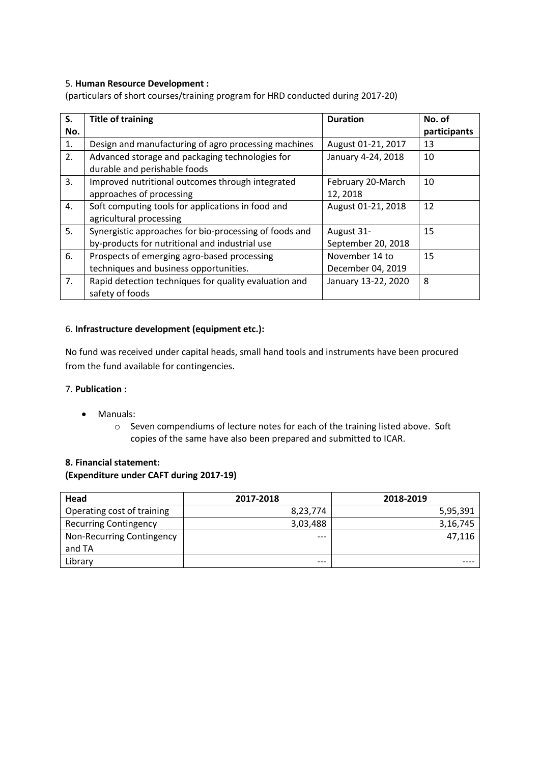5. **Human Resource Development :**

(particulars of short courses/training program for HRD conducted during 2017-20)

| S. No. | Title of training | Duration | No. of participants |
|---|---|---|---|
| 1. | Design and manufacturing of agro processing machines | August 01-21, 2017 | 13 |
| 2. | Advanced storage and packaging technologies for durable and perishable foods | January 4-24, 2018 | 10 |
| 3. | Improved nutritional outcomes through integrated approaches of processing | February 20-March 12, 2018 | 10 |
| 4. | Soft computing tools for applications in food and agricultural processing | August 01-21, 2018 | 12 |
| 5. | Synergistic approaches for bio-processing of foods and by-products for nutritional and industrial use | August 31-September 20, 2018 | 15 |
| 6. | Prospects of emerging agro-based processing techniques and business opportunities. | November 14 to December 04, 2019 | 15 |
| 7. | Rapid detection techniques for quality evaluation and safety of foods | January 13-22, 2020 | 8 |

6. **Infrastructure development (equipment etc.):**

No fund was received under capital heads, small hand tools and instruments have been procured from the fund available for contingencies.

7. **Publication :**

- Manuals:
  - Seven compendiums of lecture notes for each of the training listed above. Soft copies of the same have also been prepared and submitted to ICAR.

**8. Financial statement:**

**(Expenditure under CAFT during 2017-19)**

| Head | 2017-2018 | 2018-2019 |
|---|---|---|
| Operating cost of training | 8,23,774 | 5,95,391 |
| Recurring Contingency | 3,03,488 | 3,16,745 |
| Non-Recurring Contingency and TA | --- | 47,116 |
| Library | --- | ---- |